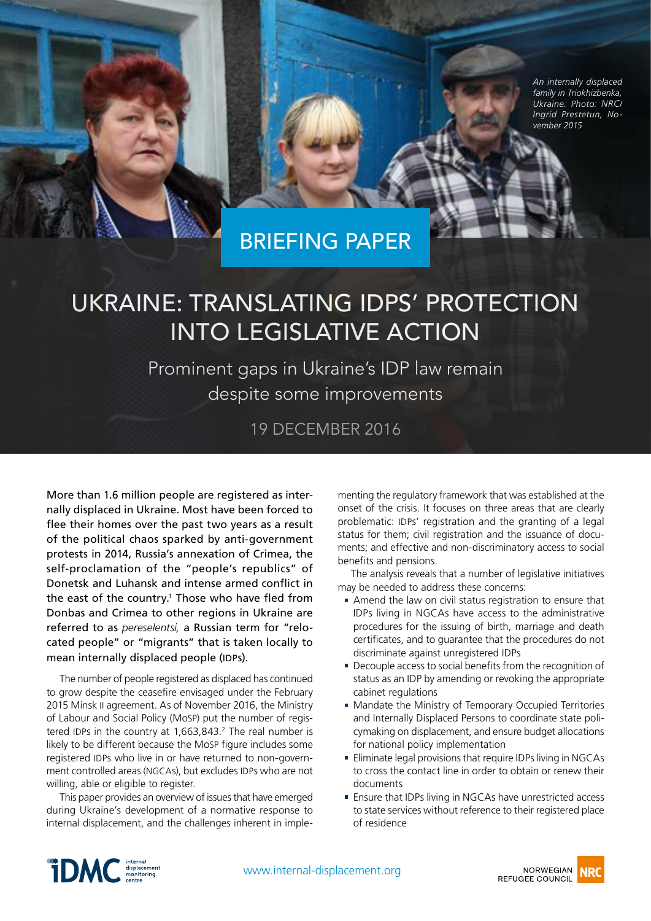*An internally displaced family in Triokhizbenka, Ukraine. Photo: NRC/ Ingrid Prestetun, November 2015*

BRIEFING PAPER

# UKRAINE: TRANSLATING IDPS' PROTECTION INTO LEGISLATIVE ACTION

## Prominent gaps in Ukraine's IDP law remain despite some improvements

19 DECEMBER 2016

More than 1.6 million people are registered as internally displaced in Ukraine. Most have been forced to flee their homes over the past two years as a result of the political chaos sparked by anti-government protests in 2014, Russia's annexation of Crimea, the self-proclamation of the "people's republics" of Donetsk and Luhansk and intense armed conflict in the east of the country.[1] Those who have fled from Donbas and Crimea to other regions in Ukraine are referred to as *pereselentsi,* a Russian term for "relocated people" or "migrants" that is taken locally to mean internally displaced people (IDPs).

The number of people registered as displaced has continued to grow despite the ceasefire envisaged under the February 2015 Minsk II agreement. As of November 2016, the Ministry of Labour and Social Policy (MoSP) put the number of registered IDPs in the country at 1,663,843.[2] The real number is likely to be different because the MoSP figure includes some registered IDPs who live in or have returned to non-government controlled areas (NGCAs), but excludes IDPs who are not willing, able or eligible to register.

This paper provides an overview of issues that have emerged during Ukraine's development of a normative response to internal displacement, and the challenges inherent in implementing the regulatory framework that was established at the onset of the crisis. It focuses on three areas that are clearly problematic: IDPs' registration and the granting of a legal status for them; civil registration and the issuance of documents; and effective and non-discriminatory access to social benefits and pensions.

The analysis reveals that a number of legislative initiatives may be needed to address these concerns:

- Amend the law on civil status registration to ensure that IDPs living in NGCAs have access to the administrative procedures for the issuing of birth, marriage and death certificates, and to guarantee that the procedures do not discriminate against unregistered IDPs
- Decouple access to social benefits from the recognition of status as an IDP by amending or revoking the appropriate cabinet regulations
- Mandate the Ministry of Temporary Occupied Territories and Internally Displaced Persons to coordinate state policymaking on displacement, and ensure budget allocations for national policy implementation
- Eliminate legal provisions that require IDPs living in NGCAs to cross the contact line in order to obtain or renew their documents
- Ensure that IDPs living in NGCAs have unrestricted access to state services without reference to their registered place of residence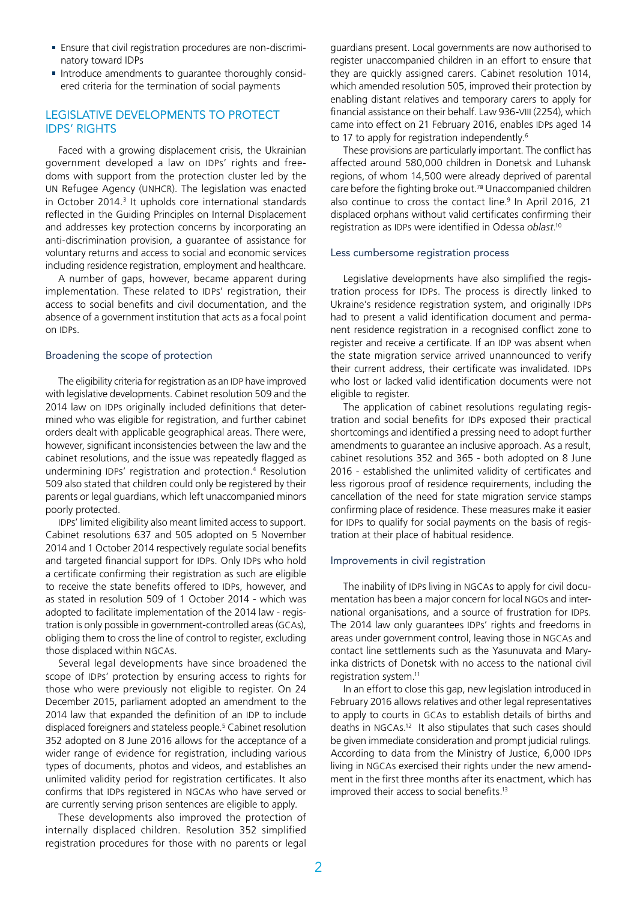- Ensure that civil registration procedures are non-discriminatory toward IDPs
- Introduce amendments to guarantee thoroughly considered criteria for the termination of social payments

## LEGISLATIVE DEVELOPMENTS TO PROTECT IDPS' RIGHTS

Faced with a growing displacement crisis, the Ukrainian government developed a law on IDPs' rights and freedoms with support from the protection cluster led by the UN Refugee Agency (UNHCR). The legislation was enacted in October 2014.[3] It upholds core international standards reflected in the Guiding Principles on Internal Displacement and addresses key protection concerns by incorporating an anti-discrimination provision, a guarantee of assistance for voluntary returns and access to social and economic services including residence registration, employment and healthcare.

A number of gaps, however, became apparent during implementation. These related to IDPs' registration, their access to social benefits and civil documentation, and the absence of a government institution that acts as a focal point on IDPs.

### Broadening the scope of protection

The eligibility criteria for registration as an IDP have improved with legislative developments. Cabinet resolution 509 and the 2014 law on IDPs originally included definitions that determined who was eligible for registration, and further cabinet orders dealt with applicable geographical areas. There were, however, significant inconsistencies between the law and the cabinet resolutions, and the issue was repeatedly flagged as undermining IDPs' registration and protection.[4] Resolution 509 also stated that children could only be registered by their parents or legal guardians, which left unaccompanied minors poorly protected.

IDPs' limited eligibility also meant limited access to support. Cabinet resolutions 637 and 505 adopted on 5 November 2014 and 1 October 2014 respectively regulate social benefits and targeted financial support for IDPs. Only IDPs who hold a certificate confirming their registration as such are eligible to receive the state benefits offered to IDPs, however, and as stated in resolution 509 of 1 October 2014 - which was adopted to facilitate implementation of the 2014 law - registration is only possible in government-controlled areas (GCAs), obliging them to cross the line of control to register, excluding those displaced within NGCAs.

Several legal developments have since broadened the scope of IDPs' protection by ensuring access to rights for those who were previously not eligible to register. On 24 December 2015, parliament adopted an amendment to the 2014 law that expanded the definition of an IDP to include displaced foreigners and stateless people.[5] Cabinet resolution 352 adopted on 8 June 2016 allows for the acceptance of a wider range of evidence for registration, including various types of documents, photos and videos, and establishes an unlimited validity period for registration certificates. It also confirms that IDPs registered in NGCAs who have served or are currently serving prison sentences are eligible to apply.

These developments also improved the protection of internally displaced children. Resolution 352 simplified registration procedures for those with no parents or legal guardians present. Local governments are now authorised to register unaccompanied children in an effort to ensure that they are quickly assigned carers. Cabinet resolution 1014, which amended resolution 505, improved their protection by enabling distant relatives and temporary carers to apply for financial assistance on their behalf. Law 936-VIII (2254), which came into effect on 21 February 2016, enables IDPs aged 14 to 17 to apply for registration independently.[6]

These provisions are particularly important. The conflict has affected around 580,000 children in Donetsk and Luhansk regions, of whom 14,500 were already deprived of parental care before the fighting broke out.[7,8] Unaccompanied children also continue to cross the contact line.[9] In April 2016, 21 displaced orphans without valid certificates confirming their registration as IDPs were identified in Odessa *oblast*.[10]

### Less cumbersome registration process

Legislative developments have also simplified the registration process for IDPs. The process is directly linked to Ukraine's residence registration system, and originally IDPs had to present a valid identification document and permanent residence registration in a recognised conflict zone to register and receive a certificate. If an IDP was absent when the state migration service arrived unannounced to verify their current address, their certificate was invalidated. IDPs who lost or lacked valid identification documents were not eligible to register.

The application of cabinet resolutions regulating registration and social benefits for IDPs exposed their practical shortcomings and identified a pressing need to adopt further amendments to guarantee an inclusive approach. As a result, cabinet resolutions 352 and 365 - both adopted on 8 June 2016 - established the unlimited validity of certificates and less rigorous proof of residence requirements, including the cancellation of the need for state migration service stamps confirming place of residence. These measures make it easier for IDPs to qualify for social payments on the basis of registration at their place of habitual residence.

### Improvements in civil registration

The inability of IDPs living in NGCAs to apply for civil documentation has been a major concern for local NGOs and international organisations, and a source of frustration for IDPs. The 2014 law only guarantees IDPs' rights and freedoms in areas under government control, leaving those in NGCAs and contact line settlements such as the Yasunuvata and Maryinka districts of Donetsk with no access to the national civil registration system.[11]

In an effort to close this gap, new legislation introduced in February 2016 allows relatives and other legal representatives to apply to courts in GCAs to establish details of births and deaths in NGCAs.[12] It also stipulates that such cases should be given immediate consideration and prompt judicial rulings. According to data from the Ministry of Justice, 6,000 IDPs living in NGCAs exercised their rights under the new amendment in the first three months after its enactment, which has improved their access to social benefits.[13]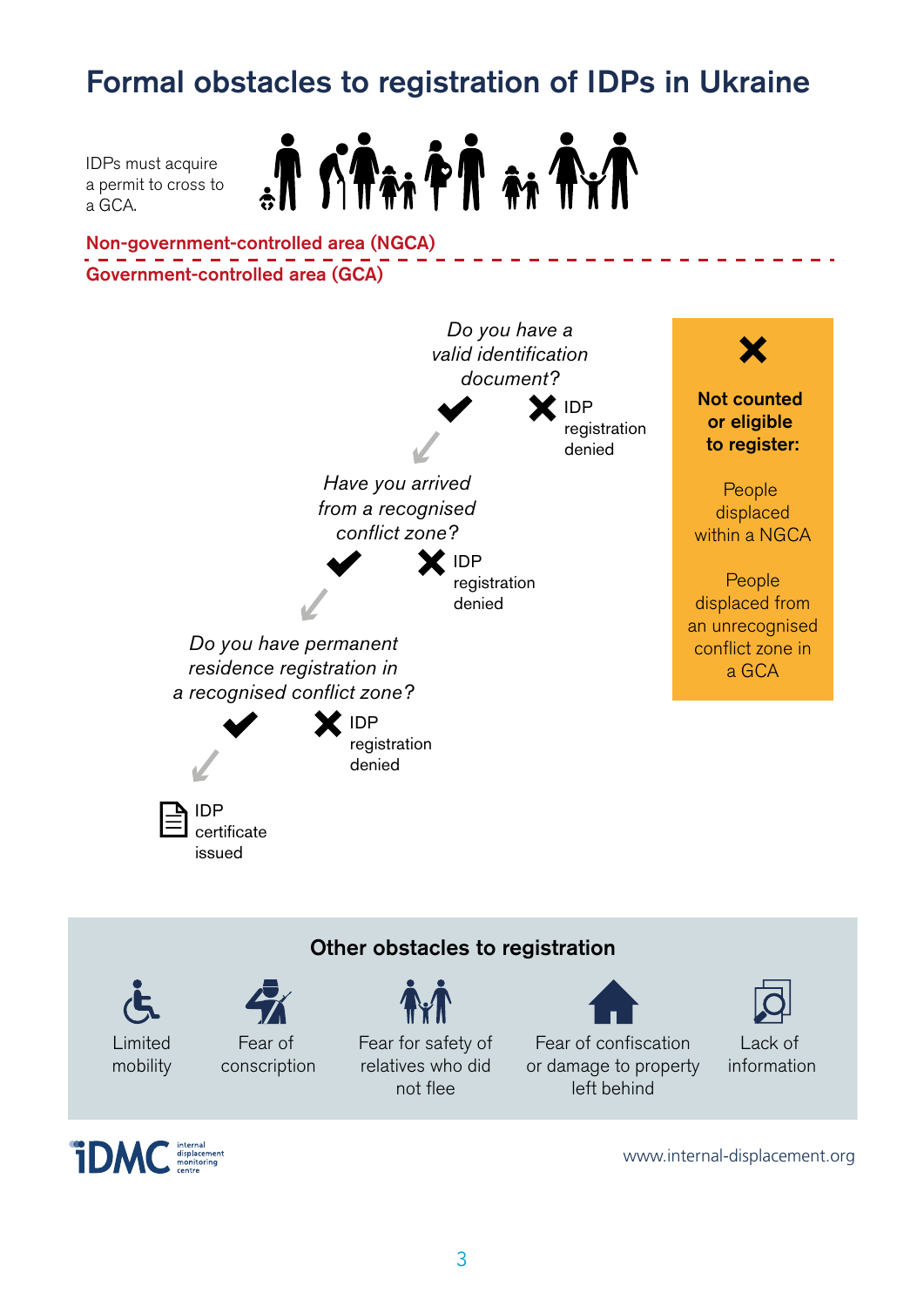# Formal obstacles to registration of IDPs in Ukraine

IDPs must acquire a permit to cross to a GCA.

**Non-government-controlled area (NGCA)**

**Government-controlled area (GCA)**

*Do you have a valid identification document?*

- ✔ → continue
- ✘ IDP registration denied

*Have you arrived from a recognised conflict zone?*

- ✔ → continue
- ✘ IDP registration denied

*Do you have permanent residence registration in a recognised conflict zone?*

- ✔ → IDP certificate issued
- ✘ IDP registration denied

**Not counted or eligible to register:**

People displaced within a NGCA

People displaced from an unrecognised conflict zone in a GCA

## Other obstacles to registration

- Limited mobility
- Fear of conscription
- Fear for safety of relatives who did not flee
- Fear of confiscation or damage to property left behind
- Lack of information

iDMC internal displacement monitoring centre

www.internal-displacement.org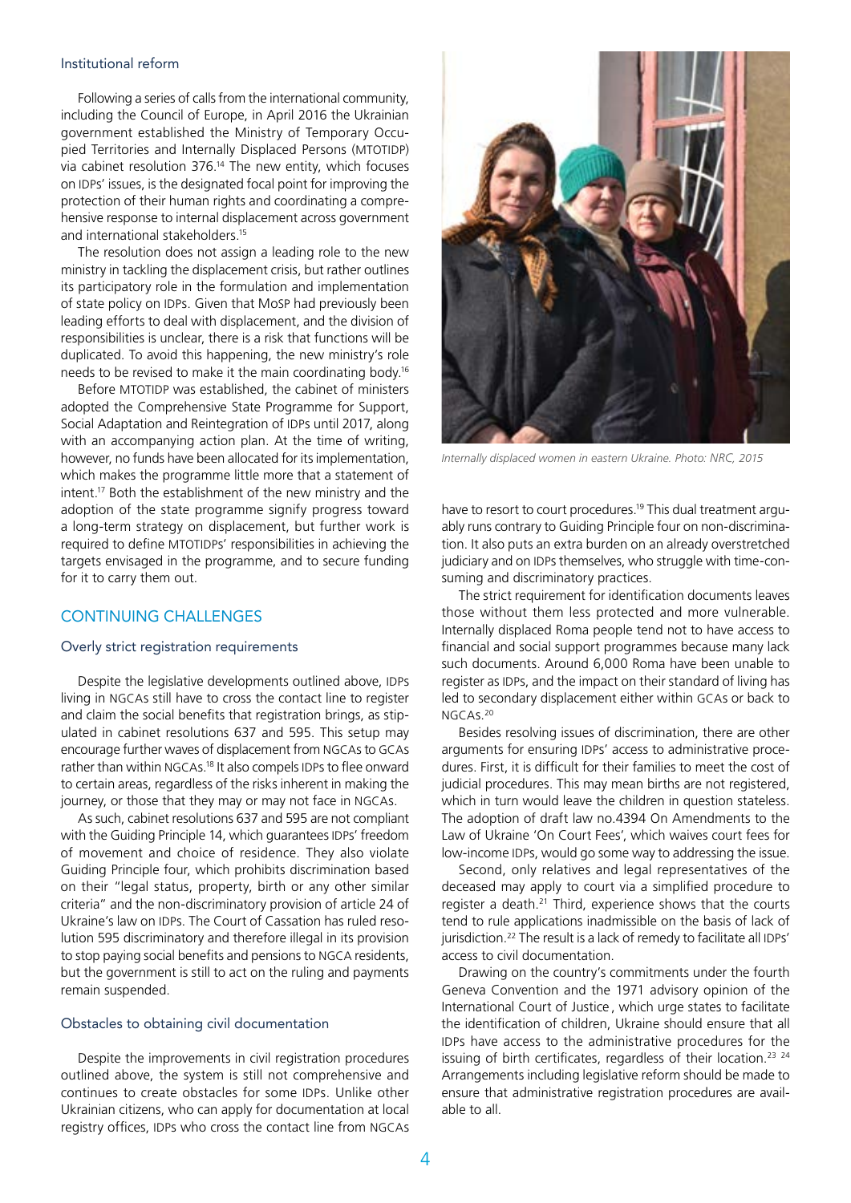### Institutional reform

Following a series of calls from the international community, including the Council of Europe, in April 2016 the Ukrainian government established the Ministry of Temporary Occupied Territories and Internally Displaced Persons (MTOTIDP) via cabinet resolution 376.[14] The new entity, which focuses on IDPs' issues, is the designated focal point for improving the protection of their human rights and coordinating a comprehensive response to internal displacement across government and international stakeholders.[15]

The resolution does not assign a leading role to the new ministry in tackling the displacement crisis, but rather outlines its participatory role in the formulation and implementation of state policy on IDPs. Given that MoSP had previously been leading efforts to deal with displacement, and the division of responsibilities is unclear, there is a risk that functions will be duplicated. To avoid this happening, the new ministry's role needs to be revised to make it the main coordinating body.[16]

Before MTOTIDP was established, the cabinet of ministers adopted the Comprehensive State Programme for Support, Social Adaptation and Reintegration of IDPs until 2017, along with an accompanying action plan. At the time of writing, however, no funds have been allocated for its implementation, which makes the programme little more than a statement of intent.[17] Both the establishment of the new ministry and the adoption of the state programme signify progress toward a long-term strategy on displacement, but further work is required to define MTOTIDPs' responsibilities in achieving the targets envisaged in the programme, and to secure funding for it to carry them out.

## CONTINUING CHALLENGES

### Overly strict registration requirements

Despite the legislative developments outlined above, IDPs living in NGCAs still have to cross the contact line to register and claim the social benefits that registration brings, as stipulated in cabinet resolutions 637 and 595. This setup may encourage further waves of displacement from NGCAs to GCAs rather than within NGCAs.[18] It also compels IDPs to flee onward to certain areas, regardless of the risks inherent in making the journey, or those that they may or may not face in NGCAs.

As such, cabinet resolutions 637 and 595 are not compliant with the Guiding Principle 14, which guarantees IDPs' freedom of movement and choice of residence. They also violate Guiding Principle four, which prohibits discrimination based on their "legal status, property, birth or any other similar criteria" and the non-discriminatory provision of article 24 of Ukraine's law on IDPs. The Court of Cassation has ruled resolution 595 discriminatory and therefore illegal in its provision to stop paying social benefits and pensions to NGCA residents, but the government is still to act on the ruling and payments remain suspended.

### Obstacles to obtaining civil documentation

Despite the improvements in civil registration procedures outlined above, the system is still not comprehensive and continues to create obstacles for some IDPs. Unlike other Ukrainian citizens, who can apply for documentation at local registry offices, IDPs who cross the contact line from NGCAs have to resort to court procedures.[19] This dual treatment arguably runs contrary to Guiding Principle four on non-discrimination. It also puts an extra burden on an already overstretched judiciary and on IDPs themselves, who struggle with time-consuming and discriminatory practices.

*Internally displaced women in eastern Ukraine. Photo: NRC, 2015*

The strict requirement for identification documents leaves those without them less protected and more vulnerable. Internally displaced Roma people tend not to have access to financial and social support programmes because many lack such documents. Around 6,000 Roma have been unable to register as IDPs, and the impact on their standard of living has led to secondary displacement either within GCAs or back to NGCAs.[20]

Besides resolving issues of discrimination, there are other arguments for ensuring IDPs' access to administrative procedures. First, it is difficult for their families to meet the cost of judicial procedures. This may mean births are not registered, which in turn would leave the children in question stateless. The adoption of draft law no.4394 On Amendments to the Law of Ukraine 'On Court Fees', which waives court fees for low-income IDPs, would go some way to addressing the issue.

Second, only relatives and legal representatives of the deceased may apply to court via a simplified procedure to register a death.[21] Third, experience shows that the courts tend to rule applications inadmissible on the basis of lack of jurisdiction.[22] The result is a lack of remedy to facilitate all IDPs' access to civil documentation.

Drawing on the country's commitments under the fourth Geneva Convention and the 1971 advisory opinion of the International Court of Justice , which urge states to facilitate the identification of children, Ukraine should ensure that all IDPs have access to the administrative procedures for the issuing of birth certificates, regardless of their location.[23] [24] Arrangements including legislative reform should be made to ensure that administrative registration procedures are available to all.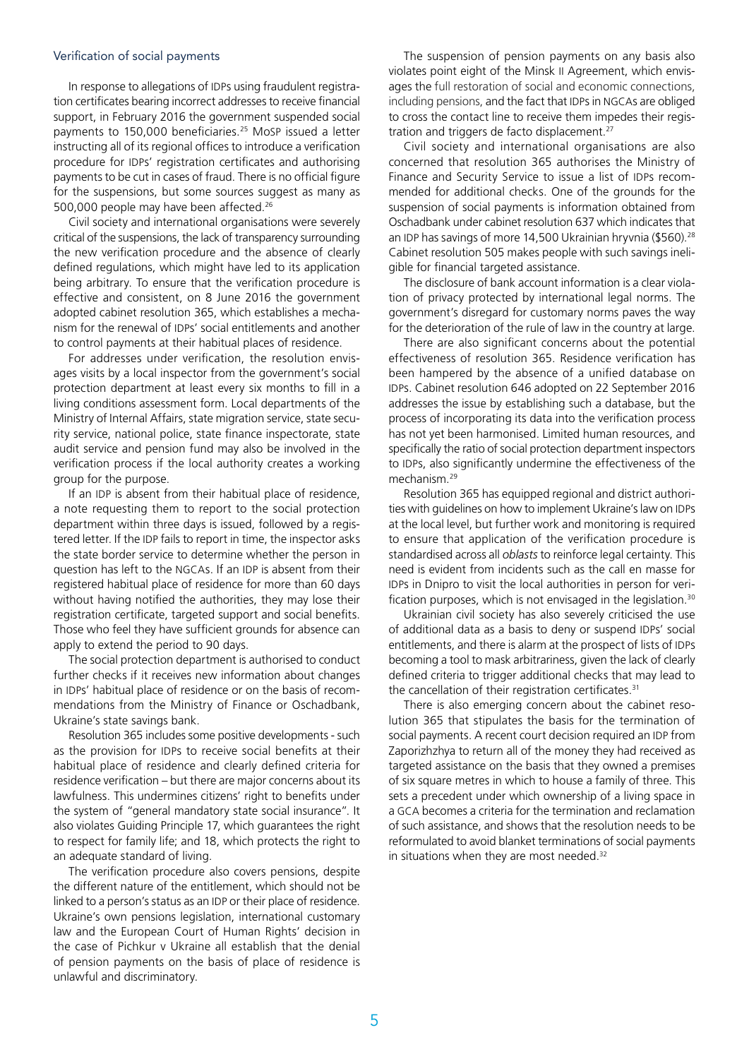### Verification of social payments

In response to allegations of IDPs using fraudulent registration certificates bearing incorrect addresses to receive financial support, in February 2016 the government suspended social payments to 150,000 beneficiaries.[25] MoSP issued a letter instructing all of its regional offices to introduce a verification procedure for IDPs' registration certificates and authorising payments to be cut in cases of fraud. There is no official figure for the suspensions, but some sources suggest as many as 500,000 people may have been affected.[26]

Civil society and international organisations were severely critical of the suspensions, the lack of transparency surrounding the new verification procedure and the absence of clearly defined regulations, which might have led to its application being arbitrary. To ensure that the verification procedure is effective and consistent, on 8 June 2016 the government adopted cabinet resolution 365, which establishes a mechanism for the renewal of IDPs' social entitlements and another to control payments at their habitual places of residence.

For addresses under verification, the resolution envisages visits by a local inspector from the government's social protection department at least every six months to fill in a living conditions assessment form. Local departments of the Ministry of Internal Affairs, state migration service, state security service, national police, state finance inspectorate, state audit service and pension fund may also be involved in the verification process if the local authority creates a working group for the purpose.

If an IDP is absent from their habitual place of residence, a note requesting them to report to the social protection department within three days is issued, followed by a registered letter. If the IDP fails to report in time, the inspector asks the state border service to determine whether the person in question has left to the NGCAs. If an IDP is absent from their registered habitual place of residence for more than 60 days without having notified the authorities, they may lose their registration certificate, targeted support and social benefits. Those who feel they have sufficient grounds for absence can apply to extend the period to 90 days.

The social protection department is authorised to conduct further checks if it receives new information about changes in IDPs' habitual place of residence or on the basis of recommendations from the Ministry of Finance or Oschadbank, Ukraine's state savings bank.

Resolution 365 includes some positive developments - such as the provision for IDPs to receive social benefits at their habitual place of residence and clearly defined criteria for residence verification – but there are major concerns about its lawfulness. This undermines citizens' right to benefits under the system of "general mandatory state social insurance". It also violates Guiding Principle 17, which guarantees the right to respect for family life; and 18, which protects the right to an adequate standard of living.

The verification procedure also covers pensions, despite the different nature of the entitlement, which should not be linked to a person's status as an IDP or their place of residence. Ukraine's own pensions legislation, international customary law and the European Court of Human Rights' decision in the case of Pichkur v Ukraine all establish that the denial of pension payments on the basis of place of residence is unlawful and discriminatory.

The suspension of pension payments on any basis also violates point eight of the Minsk II Agreement, which envisages the full restoration of social and economic connections, including pensions, and the fact that IDPs in NGCAs are obliged to cross the contact line to receive them impedes their registration and triggers de facto displacement.[27]

Civil society and international organisations are also concerned that resolution 365 authorises the Ministry of Finance and Security Service to issue a list of IDPs recommended for additional checks. One of the grounds for the suspension of social payments is information obtained from Oschadbank under cabinet resolution 637 which indicates that an IDP has savings of more 14,500 Ukrainian hryvnia ($560).[28] Cabinet resolution 505 makes people with such savings ineligible for financial targeted assistance.

The disclosure of bank account information is a clear violation of privacy protected by international legal norms. The government's disregard for customary norms paves the way for the deterioration of the rule of law in the country at large.

There are also significant concerns about the potential effectiveness of resolution 365. Residence verification has been hampered by the absence of a unified database on IDPs. Cabinet resolution 646 adopted on 22 September 2016 addresses the issue by establishing such a database, but the process of incorporating its data into the verification process has not yet been harmonised. Limited human resources, and specifically the ratio of social protection department inspectors to IDPs, also significantly undermine the effectiveness of the mechanism.[29]

Resolution 365 has equipped regional and district authorities with guidelines on how to implement Ukraine's law on IDPs at the local level, but further work and monitoring is required to ensure that application of the verification procedure is standardised across all *oblasts* to reinforce legal certainty. This need is evident from incidents such as the call en masse for IDPs in Dnipro to visit the local authorities in person for verification purposes, which is not envisaged in the legislation.[30]

Ukrainian civil society has also severely criticised the use of additional data as a basis to deny or suspend IDPs' social entitlements, and there is alarm at the prospect of lists of IDPs becoming a tool to mask arbitrariness, given the lack of clearly defined criteria to trigger additional checks that may lead to the cancellation of their registration certificates.[31]

There is also emerging concern about the cabinet resolution 365 that stipulates the basis for the termination of social payments. A recent court decision required an IDP from Zaporizhzhya to return all of the money they had received as targeted assistance on the basis that they owned a premises of six square metres in which to house a family of three. This sets a precedent under which ownership of a living space in a GCA becomes a criteria for the termination and reclamation of such assistance, and shows that the resolution needs to be reformulated to avoid blanket terminations of social payments in situations when they are most needed.[32]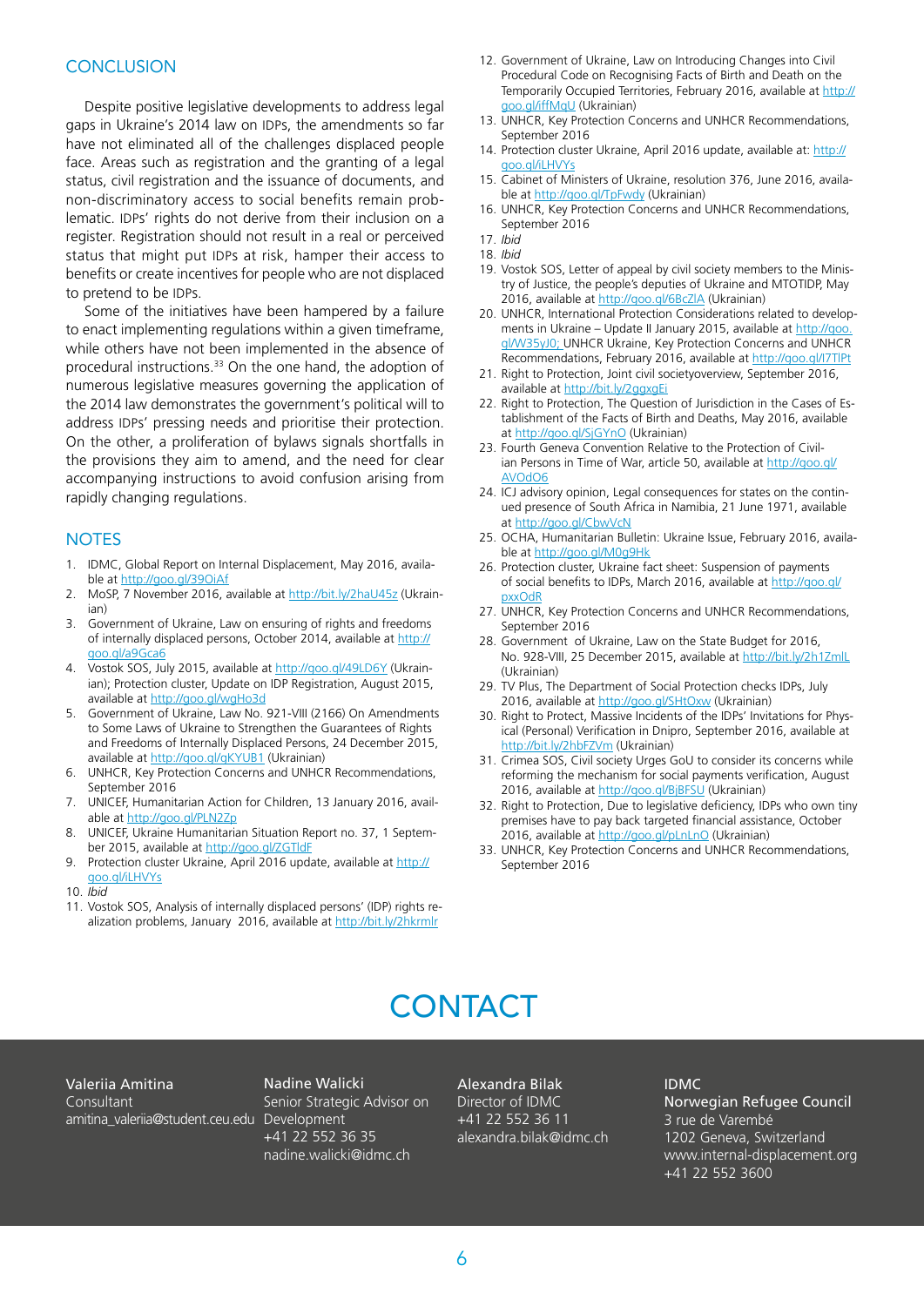## CONCLUSION

Despite positive legislative developments to address legal gaps in Ukraine's 2014 law on IDPs, the amendments so far have not eliminated all of the challenges displaced people face. Areas such as registration and the granting of a legal status, civil registration and the issuance of documents, and non-discriminatory access to social benefits remain problematic. IDPs' rights do not derive from their inclusion on a register. Registration should not result in a real or perceived status that might put IDPs at risk, hamper their access to benefits or create incentives for people who are not displaced to pretend to be IDPs.

Some of the initiatives have been hampered by a failure to enact implementing regulations within a given timeframe, while others have not been implemented in the absence of procedural instructions.[33] On the one hand, the adoption of numerous legislative measures governing the application of the 2014 law demonstrates the government's political will to address IDPs' pressing needs and prioritise their protection. On the other, a proliferation of bylaws signals shortfalls in the provisions they aim to amend, and the need for clear accompanying instructions to avoid confusion arising from rapidly changing regulations.

## NOTES

1. IDMC, Global Report on Internal Displacement, May 2016, available at http://goo.gl/39OiAf
2. MoSP, 7 November 2016, available at http://bit.ly/2haU45z (Ukrainian)
3. Government of Ukraine, Law on ensuring of rights and freedoms of internally displaced persons, October 2014, available at http://goo.gl/a9Gca6
4. Vostok SOS, July 2015, available at http://goo.gl/49LD6Y (Ukrainian); Protection cluster, Update on IDP Registration, August 2015, available at http://goo.gl/wgHo3d
5. Government of Ukraine, Law No. 921-VIII (2166) On Amendments to Some Laws of Ukraine to Strengthen the Guarantees of Rights and Freedoms of Internally Displaced Persons, 24 December 2015, available at http://goo.gl/gKYUB1 (Ukrainian)
6. UNHCR, Key Protection Concerns and UNHCR Recommendations, September 2016
7. UNICEF, Humanitarian Action for Children, 13 January 2016, available at http://goo.gl/PLN2Zp
8. UNICEF, Ukraine Humanitarian Situation Report no. 37, 1 September 2015, available at http://goo.gl/ZGTldF
9. Protection cluster Ukraine, April 2016 update, available at http://goo.gl/iLHVYs
10. *Ibid*
11. Vostok SOS, Analysis of internally displaced persons' (IDP) rights realization problems, January 2016, available at http://bit.ly/2hkrmlr
12. Government of Ukraine, Law on Introducing Changes into Civil Procedural Code on Recognising Facts of Birth and Death on the Temporarily Occupied Territories, February 2016, available at http://goo.gl/iffMqU (Ukrainian)
13. UNHCR, Key Protection Concerns and UNHCR Recommendations, September 2016
14. Protection cluster Ukraine, April 2016 update, available at: http://goo.gl/iLHVYs
15. Cabinet of Ministers of Ukraine, resolution 376, June 2016, available at http://goo.gl/TpFwdy (Ukrainian)
16. UNHCR, Key Protection Concerns and UNHCR Recommendations, September 2016
17. *Ibid*
18. *Ibid*
19. Vostok SOS, Letter of appeal by civil society members to the Ministry of Justice, the people's deputies of Ukraine and MTOTIDP, May 2016, available at http://goo.gl/6BcZlA (Ukrainian)
20. UNHCR, International Protection Considerations related to developments in Ukraine – Update II January 2015, available at http://goo.gl/W35yJ0; UNHCR Ukraine, Key Protection Concerns and UNHCR Recommendations, February 2016, available at http://goo.gl/I7TlPt
21. Right to Protection, Joint civil societyoverview, September 2016, available at http://bit.ly/2ggxgEi
22. Right to Protection, The Question of Jurisdiction in the Cases of Establishment of the Facts of Birth and Deaths, May 2016, available at http://goo.gl/SjGYnO (Ukrainian)
23. Fourth Geneva Convention Relative to the Protection of Civilian Persons in Time of War, article 50, available at http://goo.gl/AVOdO6
24. ICJ advisory opinion, Legal consequences for states on the continued presence of South Africa in Namibia, 21 June 1971, available at http://goo.gl/CbwVcN
25. OCHA, Humanitarian Bulletin: Ukraine Issue, February 2016, available at http://goo.gl/M0g9Hk
26. Protection cluster, Ukraine fact sheet: Suspension of payments of social benefits to IDPs, March 2016, available at http://goo.gl/pxxOdR
27. UNHCR, Key Protection Concerns and UNHCR Recommendations, September 2016
28. Government of Ukraine, Law on the State Budget for 2016, No. 928-VIII, 25 December 2015, available at http://bit.ly/2h1ZmlL (Ukrainian)
29. TV Plus, The Department of Social Protection checks IDPs, July 2016, available at http://goo.gl/SHtOxw (Ukrainian)
30. Right to Protect, Massive Incidents of the IDPs' Invitations for Physical (Personal) Verification in Dnipro, September 2016, available at http://bit.ly/2hbFZVm (Ukrainian)
31. Crimea SOS, Civil society Urges GoU to consider its concerns while reforming the mechanism for social payments verification, August 2016, available at http://goo.gl/BjBFSU (Ukrainian)
32. Right to Protection, Due to legislative deficiency, IDPs who own tiny premises have to pay back targeted financial assistance, October 2016, available at http://goo.gl/pLnLnO (Ukrainian)
33. UNHCR, Key Protection Concerns and UNHCR Recommendations, September 2016

# CONTACT

**Valeriia Amitina**
Consultant
amitina_valeriia@student.ceu.edu

**Nadine Walicki**
Senior Strategic Advisor on Development
+41 22 552 36 35
nadine.walicki@idmc.ch

**Alexandra Bilak**
Director of IDMC
+41 22 552 36 11
alexandra.bilak@idmc.ch

**IDMC**
**Norwegian Refugee Council**
3 rue de Varembé
1202 Geneva, Switzerland
www.internal-displacement.org
+41 22 552 3600